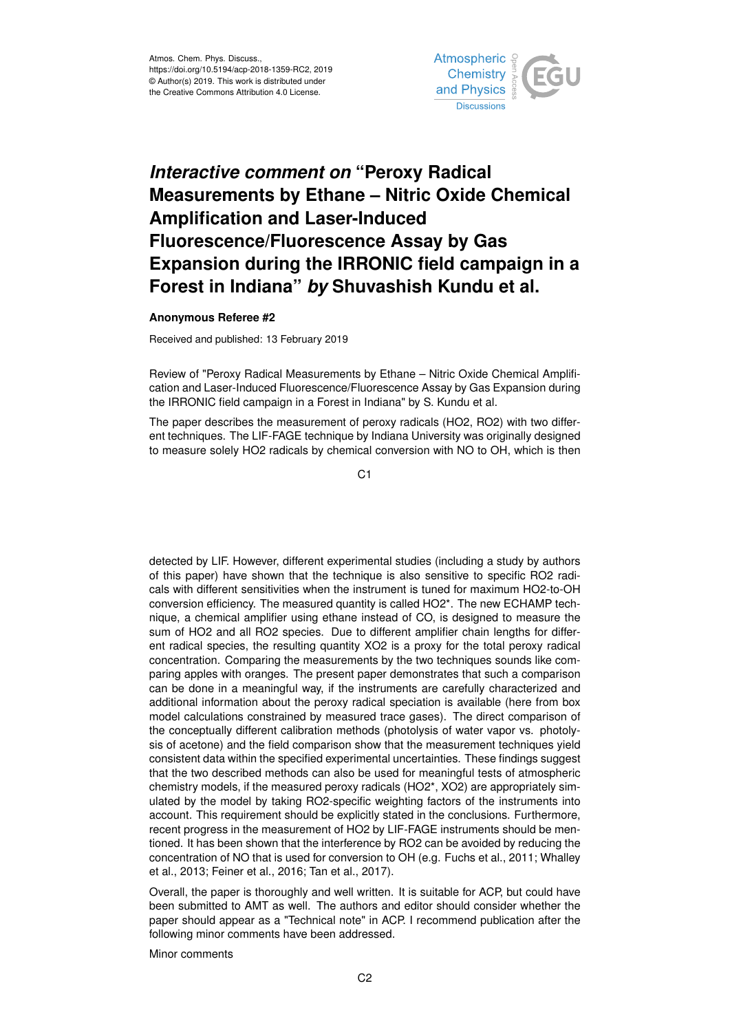Atmos. Chem. Phys. Discuss.,
https://doi.org/10.5194/acp-2018-1359-RC2, 2019
© Author(s) 2019. This work is distributed under
the Creative Commons Attribution 4.0 License.

# *Interactive comment on* "Peroxy Radical Measurements by Ethane – Nitric Oxide Chemical Amplification and Laser-Induced Fluorescence/Fluorescence Assay by Gas Expansion during the IRRONIC field campaign in a Forest in Indiana" *by* Shuvashish Kundu et al.

**Anonymous Referee #2**

Received and published: 13 February 2019

Review of "Peroxy Radical Measurements by Ethane – Nitric Oxide Chemical Amplification and Laser-Induced Fluorescence/Fluorescence Assay by Gas Expansion during the IRRONIC field campaign in a Forest in Indiana" by S. Kundu et al.

The paper describes the measurement of peroxy radicals (HO2, RO2) with two different techniques. The LIF-FAGE technique by Indiana University was originally designed to measure solely HO2 radicals by chemical conversion with NO to OH, which is then detected by LIF. However, different experimental studies (including a study by authors of this paper) have shown that the technique is also sensitive to specific RO2 radicals with different sensitivities when the instrument is tuned for maximum HO2-to-OH conversion efficiency. The measured quantity is called HO2*. The new ECHAMP technique, a chemical amplifier using ethane instead of CO, is designed to measure the sum of HO2 and all RO2 species. Due to different amplifier chain lengths for different radical species, the resulting quantity XO2 is a proxy for the total peroxy radical concentration. Comparing the measurements by the two techniques sounds like comparing apples with oranges. The present paper demonstrates that such a comparison can be done in a meaningful way, if the instruments are carefully characterized and additional information about the peroxy radical speciation is available (here from box model calculations constrained by measured trace gases). The direct comparison of the conceptually different calibration methods (photolysis of water vapor vs. photolysis of acetone) and the field comparison show that the measurement techniques yield consistent data within the specified experimental uncertainties. These findings suggest that the two described methods can also be used for meaningful tests of atmospheric chemistry models, if the measured peroxy radicals (HO2*, XO2) are appropriately simulated by the model by taking RO2-specific weighting factors of the instruments into account. This requirement should be explicitly stated in the conclusions. Furthermore, recent progress in the measurement of HO2 by LIF-FAGE instruments should be mentioned. It has been shown that the interference by RO2 can be avoided by reducing the concentration of NO that is used for conversion to OH (e.g. Fuchs et al., 2011; Whalley et al., 2013; Feiner et al., 2016; Tan et al., 2017).

Overall, the paper is thoroughly and well written. It is suitable for ACP, but could have been submitted to AMT as well. The authors and editor should consider whether the paper should appear as a "Technical note" in ACP. I recommend publication after the following minor comments have been addressed.

Minor comments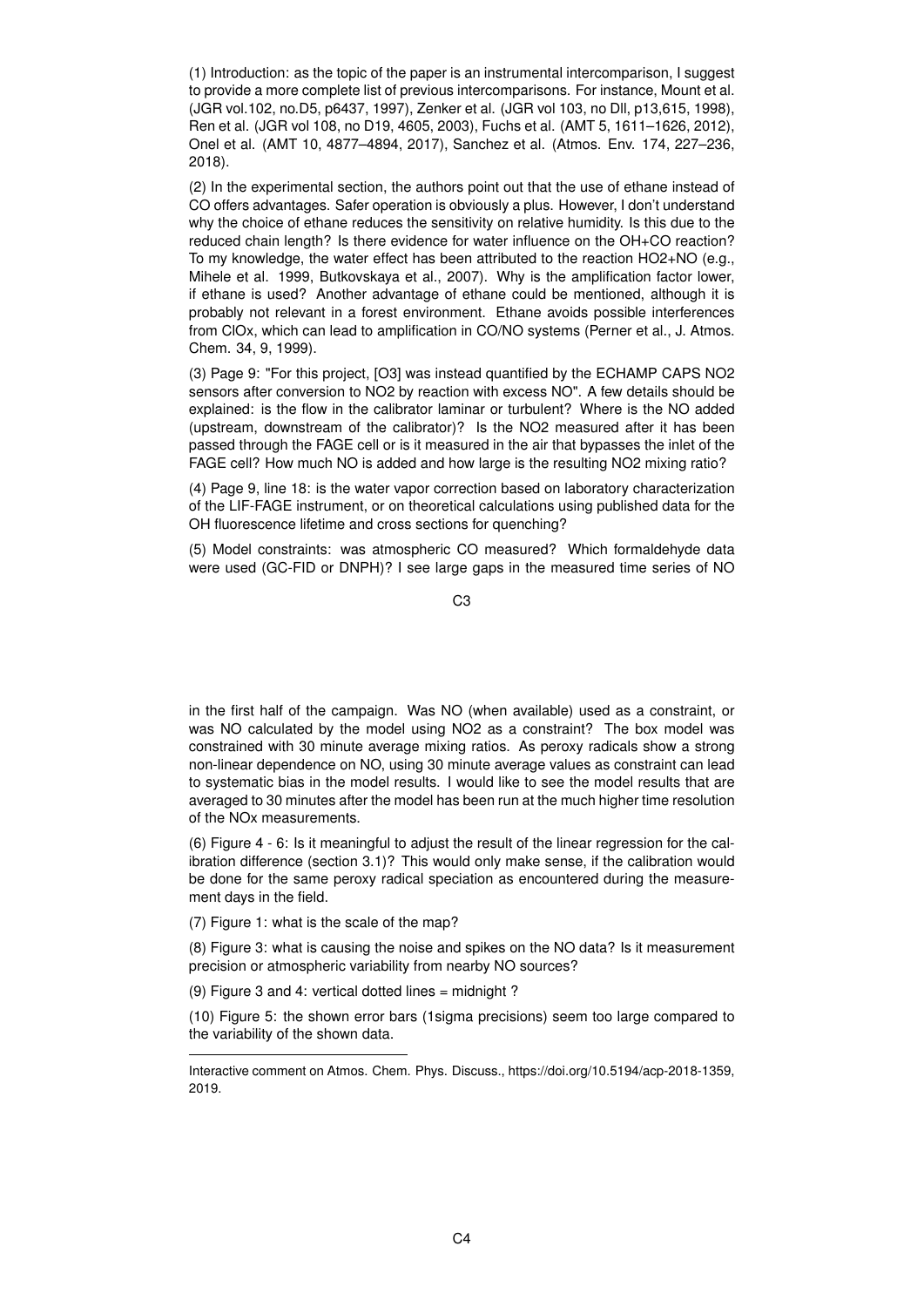(1) Introduction: as the topic of the paper is an instrumental intercomparison, I suggest to provide a more complete list of previous intercomparisons. For instance, Mount et al. (JGR vol.102, no.D5, p6437, 1997), Zenker et al. (JGR vol 103, no Dll, p13,615, 1998), Ren et al. (JGR vol 108, no D19, 4605, 2003), Fuchs et al. (AMT 5, 1611–1626, 2012), Onel et al. (AMT 10, 4877–4894, 2017), Sanchez et al. (Atmos. Env. 174, 227–236, 2018).

(2) In the experimental section, the authors point out that the use of ethane instead of CO offers advantages. Safer operation is obviously a plus. However, I don't understand why the choice of ethane reduces the sensitivity on relative humidity. Is this due to the reduced chain length? Is there evidence for water influence on the OH+CO reaction? To my knowledge, the water effect has been attributed to the reaction HO2+NO (e.g., Mihele et al. 1999, Butkovskaya et al., 2007). Why is the amplification factor lower, if ethane is used? Another advantage of ethane could be mentioned, although it is probably not relevant in a forest environment. Ethane avoids possible interferences from ClOx, which can lead to amplification in CO/NO systems (Perner et al., J. Atmos. Chem. 34, 9, 1999).

(3) Page 9: "For this project, [O3] was instead quantified by the ECHAMP CAPS NO2 sensors after conversion to NO2 by reaction with excess NO". A few details should be explained: is the flow in the calibrator laminar or turbulent? Where is the NO added (upstream, downstream of the calibrator)? Is the NO2 measured after it has been passed through the FAGE cell or is it measured in the air that bypasses the inlet of the FAGE cell? How much NO is added and how large is the resulting NO2 mixing ratio?

(4) Page 9, line 18: is the water vapor correction based on laboratory characterization of the LIF-FAGE instrument, or on theoretical calculations using published data for the OH fluorescence lifetime and cross sections for quenching?

(5) Model constraints: was atmospheric CO measured? Which formaldehyde data were used (GC-FID or DNPH)? I see large gaps in the measured time series of NO in the first half of the campaign. Was NO (when available) used as a constraint, or was NO calculated by the model using NO2 as a constraint? The box model was constrained with 30 minute average mixing ratios. As peroxy radicals show a strong non-linear dependence on NO, using 30 minute average values as constraint can lead to systematic bias in the model results. I would like to see the model results that are averaged to 30 minutes after the model has been run at the much higher time resolution of the NOx measurements.

(6) Figure 4 - 6: Is it meaningful to adjust the result of the linear regression for the calibration difference (section 3.1)? This would only make sense, if the calibration would be done for the same peroxy radical speciation as encountered during the measurement days in the field.

(7) Figure 1: what is the scale of the map?

(8) Figure 3: what is causing the noise and spikes on the NO data? Is it measurement precision or atmospheric variability from nearby NO sources?

(9) Figure 3 and 4: vertical dotted lines = midnight ?

(10) Figure 5: the shown error bars (1sigma precisions) seem too large compared to the variability of the shown data.

---

Interactive comment on Atmos. Chem. Phys. Discuss., https://doi.org/10.5194/acp-2018-1359, 2019.